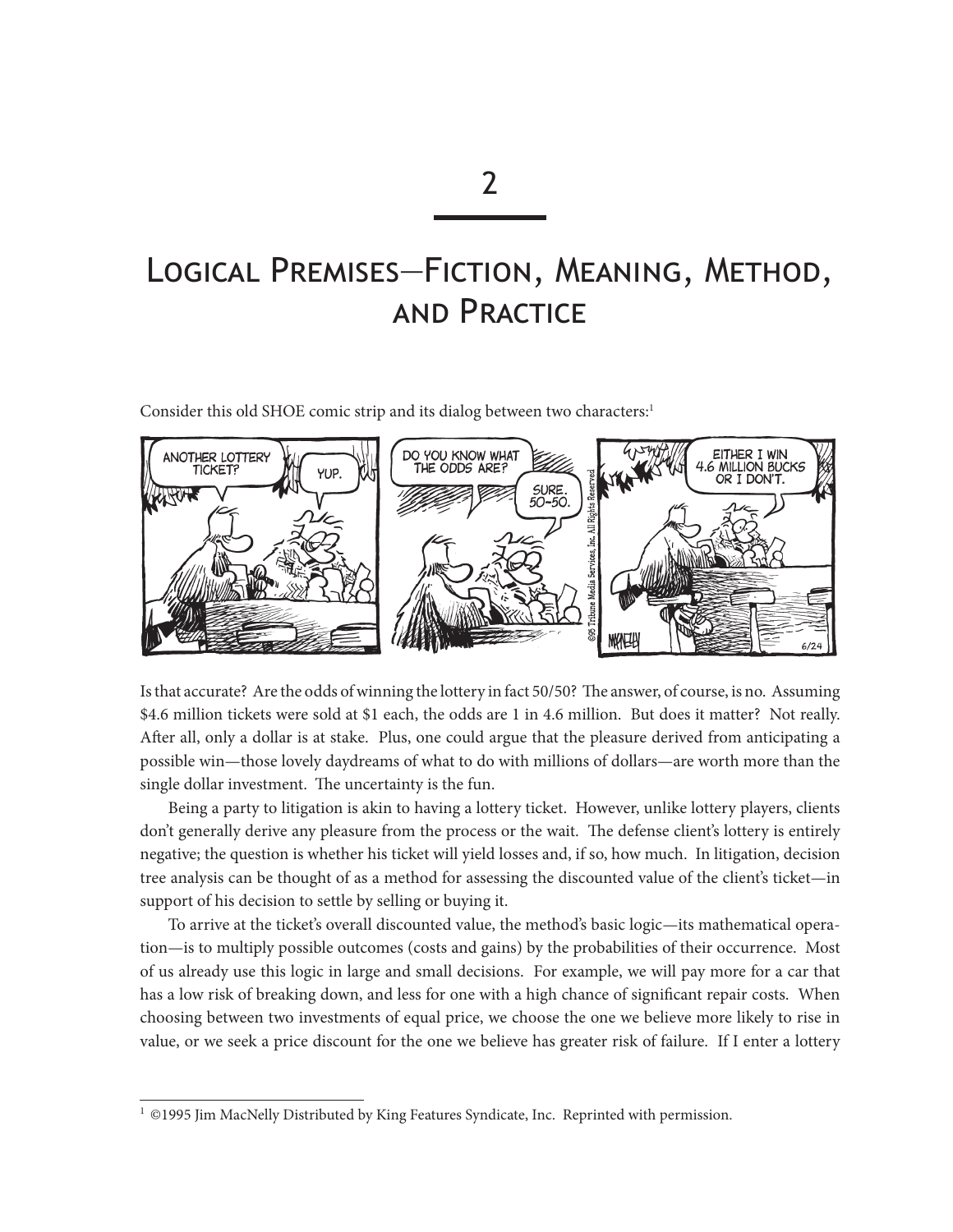# 2

# Logical Premises—Fiction, Meaning, Method, and Practice

Consider this old SHOE comic strip and its dialog between two characters:[1]

Is that accurate? Are the odds of winning the lottery in fact 50/50? The answer, of course, is no. Assuming $4.6 million tickets were sold at $1 each, the odds are 1 in 4.6 million. But does it matter? Not really. After all, only a dollar is at stake. Plus, one could argue that the pleasure derived from anticipating a possible win—those lovely daydreams of what to do with millions of dollars—are worth more than the single dollar investment. The uncertainty is the fun.

Being a party to litigation is akin to having a lottery ticket. However, unlike lottery players, clients don't generally derive any pleasure from the process or the wait. The defense client's lottery is entirely negative; the question is whether his ticket will yield losses and, if so, how much. In litigation, decision tree analysis can be thought of as a method for assessing the discounted value of the client's ticket—in support of his decision to settle by selling or buying it.

To arrive at the ticket's overall discounted value, the method's basic logic—its mathematical operation—is to multiply possible outcomes (costs and gains) by the probabilities of their occurrence. Most of us already use this logic in large and small decisions. For example, we will pay more for a car that has a low risk of breaking down, and less for one with a high chance of significant repair costs. When choosing between two investments of equal price, we choose the one we believe more likely to rise in value, or we seek a price discount for the one we believe has greater risk of failure. If I enter a lottery

---

[1] ©1995 Jim MacNelly Distributed by King Features Syndicate, Inc. Reprinted with permission.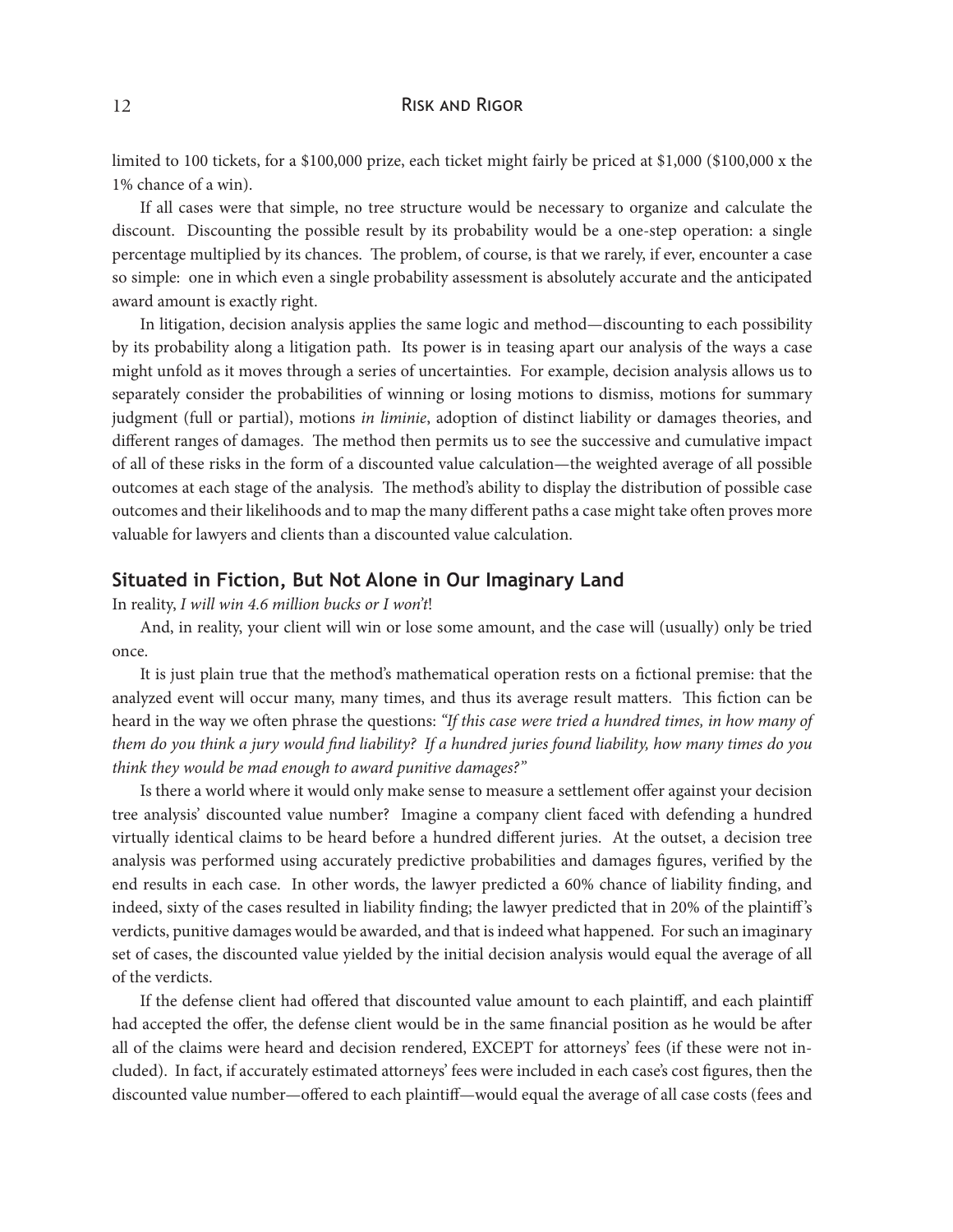limited to 100 tickets, for a $100,000 prize, each ticket might fairly be priced at $1,000 ($100,000 x the 1% chance of a win).

If all cases were that simple, no tree structure would be necessary to organize and calculate the discount. Discounting the possible result by its probability would be a one-step operation: a single percentage multiplied by its chances. The problem, of course, is that we rarely, if ever, encounter a case so simple: one in which even a single probability assessment is absolutely accurate and the anticipated award amount is exactly right.

In litigation, decision analysis applies the same logic and method—discounting to each possibility by its probability along a litigation path. Its power is in teasing apart our analysis of the ways a case might unfold as it moves through a series of uncertainties. For example, decision analysis allows us to separately consider the probabilities of winning or losing motions to dismiss, motions for summary judgment (full or partial), motions *in liminie*, adoption of distinct liability or damages theories, and different ranges of damages. The method then permits us to see the successive and cumulative impact of all of these risks in the form of a discounted value calculation—the weighted average of all possible outcomes at each stage of the analysis. The method's ability to display the distribution of possible case outcomes and their likelihoods and to map the many different paths a case might take often proves more valuable for lawyers and clients than a discounted value calculation.

## Situated in Fiction, But Not Alone in Our Imaginary Land

In reality, *I will win 4.6 million bucks or I won't*!

And, in reality, your client will win or lose some amount, and the case will (usually) only be tried once.

It is just plain true that the method's mathematical operation rests on a fictional premise: that the analyzed event will occur many, many times, and thus its average result matters. This fiction can be heard in the way we often phrase the questions: *"If this case were tried a hundred times, in how many of them do you think a jury would find liability? If a hundred juries found liability, how many times do you think they would be mad enough to award punitive damages?"*

Is there a world where it would only make sense to measure a settlement offer against your decision tree analysis' discounted value number? Imagine a company client faced with defending a hundred virtually identical claims to be heard before a hundred different juries. At the outset, a decision tree analysis was performed using accurately predictive probabilities and damages figures, verified by the end results in each case. In other words, the lawyer predicted a 60% chance of liability finding, and indeed, sixty of the cases resulted in liability finding; the lawyer predicted that in 20% of the plaintiff's verdicts, punitive damages would be awarded, and that is indeed what happened. For such an imaginary set of cases, the discounted value yielded by the initial decision analysis would equal the average of all of the verdicts.

If the defense client had offered that discounted value amount to each plaintiff, and each plaintiff had accepted the offer, the defense client would be in the same financial position as he would be after all of the claims were heard and decision rendered, EXCEPT for attorneys' fees (if these were not included). In fact, if accurately estimated attorneys' fees were included in each case's cost figures, then the discounted value number—offered to each plaintiff—would equal the average of all case costs (fees and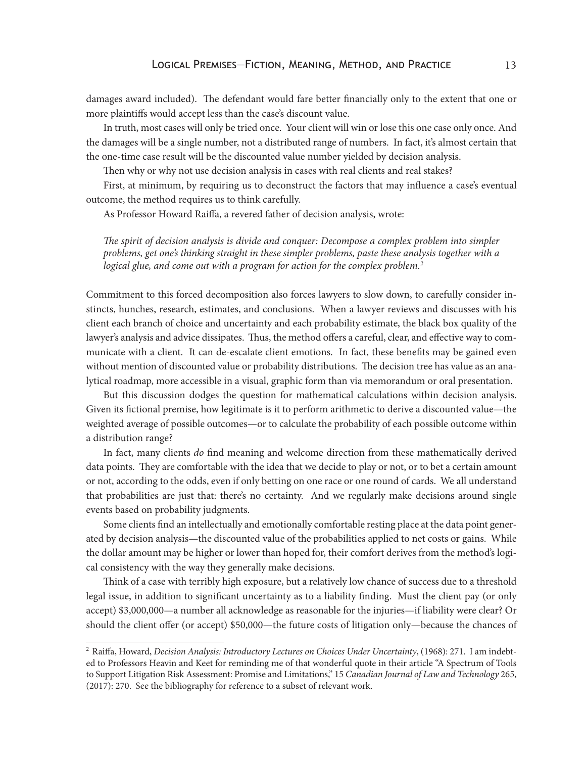damages award included). The defendant would fare better financially only to the extent that one or more plaintiffs would accept less than the case's discount value.

In truth, most cases will only be tried once. Your client will win or lose this one case only once. And the damages will be a single number, not a distributed range of numbers. In fact, it's almost certain that the one-time case result will be the discounted value number yielded by decision analysis.

Then why or why not use decision analysis in cases with real clients and real stakes?

First, at minimum, by requiring us to deconstruct the factors that may influence a case's eventual outcome, the method requires us to think carefully.

As Professor Howard Raiffa, a revered father of decision analysis, wrote:

> *The spirit of decision analysis is divide and conquer: Decompose a complex problem into simpler problems, get one's thinking straight in these simpler problems, paste these analysis together with a logical glue, and come out with a program for action for the complex problem.*[2]

Commitment to this forced decomposition also forces lawyers to slow down, to carefully consider instincts, hunches, research, estimates, and conclusions. When a lawyer reviews and discusses with his client each branch of choice and uncertainty and each probability estimate, the black box quality of the lawyer's analysis and advice dissipates. Thus, the method offers a careful, clear, and effective way to communicate with a client. It can de-escalate client emotions. In fact, these benefits may be gained even without mention of discounted value or probability distributions. The decision tree has value as an analytical roadmap, more accessible in a visual, graphic form than via memorandum or oral presentation.

But this discussion dodges the question for mathematical calculations within decision analysis. Given its fictional premise, how legitimate is it to perform arithmetic to derive a discounted value—the weighted average of possible outcomes—or to calculate the probability of each possible outcome within a distribution range?

In fact, many clients *do* find meaning and welcome direction from these mathematically derived data points. They are comfortable with the idea that we decide to play or not, or to bet a certain amount or not, according to the odds, even if only betting on one race or one round of cards. We all understand that probabilities are just that: there's no certainty. And we regularly make decisions around single events based on probability judgments.

Some clients find an intellectually and emotionally comfortable resting place at the data point generated by decision analysis—the discounted value of the probabilities applied to net costs or gains. While the dollar amount may be higher or lower than hoped for, their comfort derives from the method's logical consistency with the way they generally make decisions.

Think of a case with terribly high exposure, but a relatively low chance of success due to a threshold legal issue, in addition to significant uncertainty as to a liability finding. Must the client pay (or only accept) $3,000,000—a number all acknowledge as reasonable for the injuries—if liability were clear? Or should the client offer (or accept) $50,000—the future costs of litigation only—because the chances of

---

[2] Raiffa, Howard, *Decision Analysis: Introductory Lectures on Choices Under Uncertainty*, (1968): 271. I am indebted to Professors Heavin and Keet for reminding me of that wonderful quote in their article "A Spectrum of Tools to Support Litigation Risk Assessment: Promise and Limitations," 15 *Canadian Journal of Law and Technology* 265, (2017): 270. See the bibliography for reference to a subset of relevant work.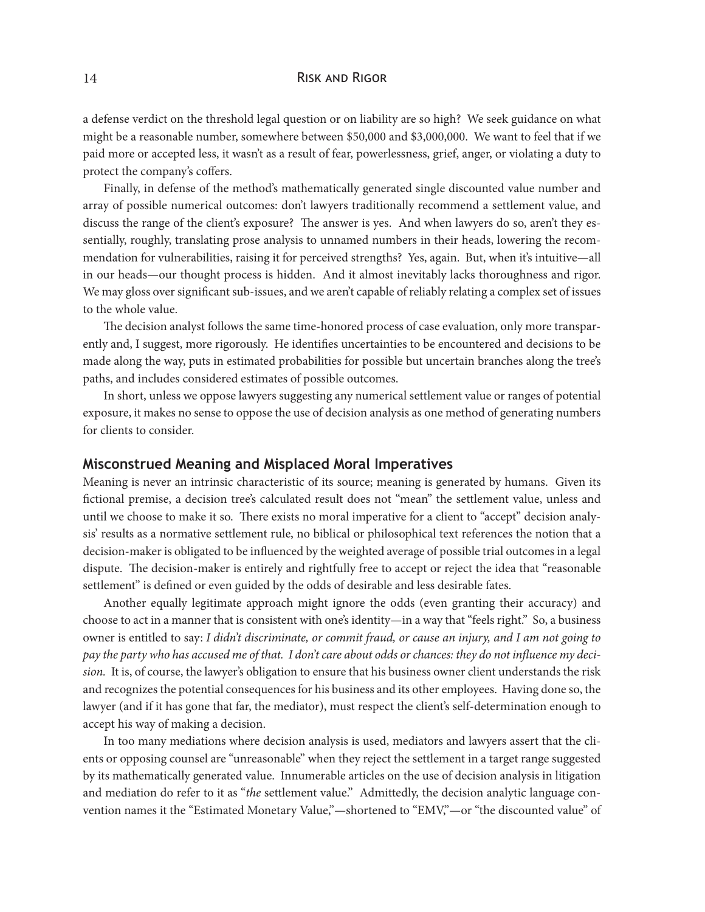a defense verdict on the threshold legal question or on liability are so high? We seek guidance on what might be a reasonable number, somewhere between $50,000 and $3,000,000. We want to feel that if we paid more or accepted less, it wasn't as a result of fear, powerlessness, grief, anger, or violating a duty to protect the company's coffers.

Finally, in defense of the method's mathematically generated single discounted value number and array of possible numerical outcomes: don't lawyers traditionally recommend a settlement value, and discuss the range of the client's exposure? The answer is yes. And when lawyers do so, aren't they essentially, roughly, translating prose analysis to unnamed numbers in their heads, lowering the recommendation for vulnerabilities, raising it for perceived strengths? Yes, again. But, when it's intuitive—all in our heads—our thought process is hidden. And it almost inevitably lacks thoroughness and rigor. We may gloss over significant sub-issues, and we aren't capable of reliably relating a complex set of issues to the whole value.

The decision analyst follows the same time-honored process of case evaluation, only more transparently and, I suggest, more rigorously. He identifies uncertainties to be encountered and decisions to be made along the way, puts in estimated probabilities for possible but uncertain branches along the tree's paths, and includes considered estimates of possible outcomes.

In short, unless we oppose lawyers suggesting any numerical settlement value or ranges of potential exposure, it makes no sense to oppose the use of decision analysis as one method of generating numbers for clients to consider.

## Misconstrued Meaning and Misplaced Moral Imperatives

Meaning is never an intrinsic characteristic of its source; meaning is generated by humans. Given its fictional premise, a decision tree's calculated result does not "mean" the settlement value, unless and until we choose to make it so. There exists no moral imperative for a client to "accept" decision analysis' results as a normative settlement rule, no biblical or philosophical text references the notion that a decision-maker is obligated to be influenced by the weighted average of possible trial outcomes in a legal dispute. The decision-maker is entirely and rightfully free to accept or reject the idea that "reasonable settlement" is defined or even guided by the odds of desirable and less desirable fates.

Another equally legitimate approach might ignore the odds (even granting their accuracy) and choose to act in a manner that is consistent with one's identity—in a way that "feels right." So, a business owner is entitled to say: *I didn't discriminate, or commit fraud, or cause an injury, and I am not going to pay the party who has accused me of that. I don't care about odds or chances: they do not influence my decision.* It is, of course, the lawyer's obligation to ensure that his business owner client understands the risk and recognizes the potential consequences for his business and its other employees. Having done so, the lawyer (and if it has gone that far, the mediator), must respect the client's self-determination enough to accept his way of making a decision.

In too many mediations where decision analysis is used, mediators and lawyers assert that the clients or opposing counsel are "unreasonable" when they reject the settlement in a target range suggested by its mathematically generated value. Innumerable articles on the use of decision analysis in litigation and mediation do refer to it as "*the* settlement value." Admittedly, the decision analytic language convention names it the "Estimated Monetary Value,"—shortened to "EMV,"—or "the discounted value" of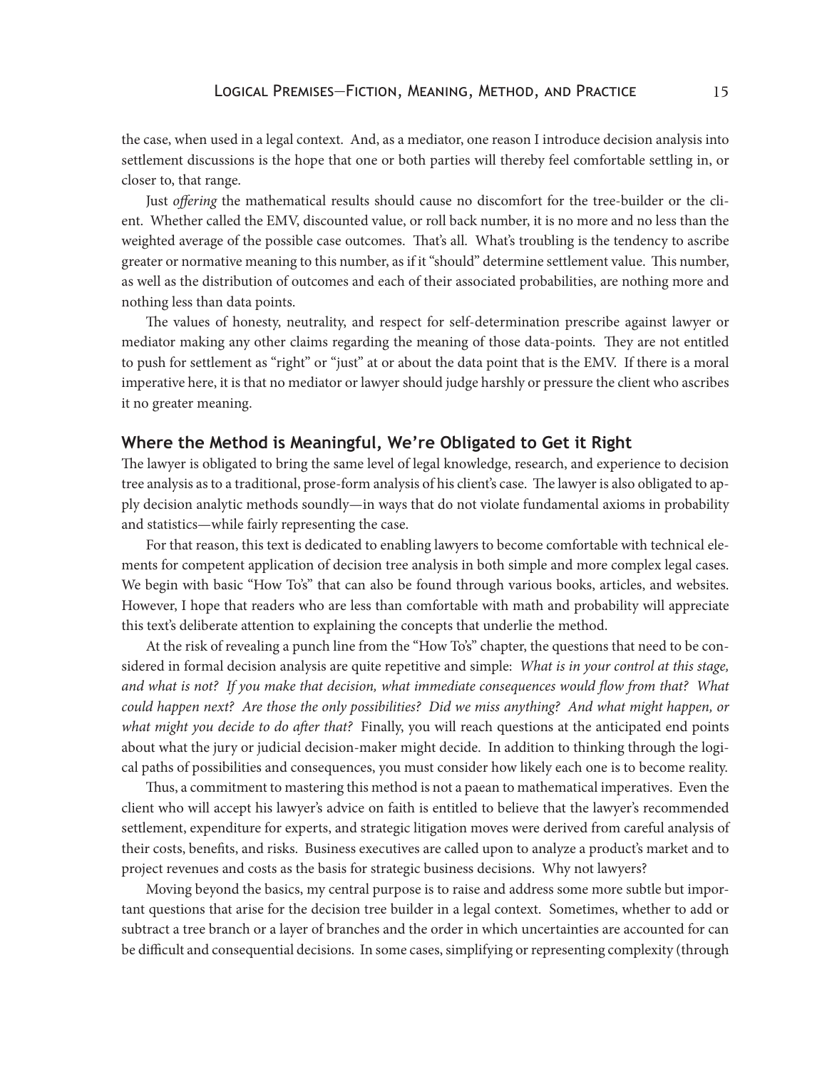the case, when used in a legal context. And, as a mediator, one reason I introduce decision analysis into settlement discussions is the hope that one or both parties will thereby feel comfortable settling in, or closer to, that range.

Just *offering* the mathematical results should cause no discomfort for the tree-builder or the client. Whether called the EMV, discounted value, or roll back number, it is no more and no less than the weighted average of the possible case outcomes. That's all. What's troubling is the tendency to ascribe greater or normative meaning to this number, as if it "should" determine settlement value. This number, as well as the distribution of outcomes and each of their associated probabilities, are nothing more and nothing less than data points.

The values of honesty, neutrality, and respect for self-determination prescribe against lawyer or mediator making any other claims regarding the meaning of those data-points. They are not entitled to push for settlement as "right" or "just" at or about the data point that is the EMV. If there is a moral imperative here, it is that no mediator or lawyer should judge harshly or pressure the client who ascribes it no greater meaning.

## Where the Method is Meaningful, We're Obligated to Get it Right

The lawyer is obligated to bring the same level of legal knowledge, research, and experience to decision tree analysis as to a traditional, prose-form analysis of his client's case. The lawyer is also obligated to apply decision analytic methods soundly—in ways that do not violate fundamental axioms in probability and statistics—while fairly representing the case.

For that reason, this text is dedicated to enabling lawyers to become comfortable with technical elements for competent application of decision tree analysis in both simple and more complex legal cases. We begin with basic "How To's" that can also be found through various books, articles, and websites. However, I hope that readers who are less than comfortable with math and probability will appreciate this text's deliberate attention to explaining the concepts that underlie the method.

At the risk of revealing a punch line from the "How To's" chapter, the questions that need to be considered in formal decision analysis are quite repetitive and simple: *What is in your control at this stage, and what is not? If you make that decision, what immediate consequences would flow from that? What could happen next? Are those the only possibilities? Did we miss anything? And what might happen, or what might you decide to do after that?* Finally, you will reach questions at the anticipated end points about what the jury or judicial decision-maker might decide. In addition to thinking through the logical paths of possibilities and consequences, you must consider how likely each one is to become reality.

Thus, a commitment to mastering this method is not a paean to mathematical imperatives. Even the client who will accept his lawyer's advice on faith is entitled to believe that the lawyer's recommended settlement, expenditure for experts, and strategic litigation moves were derived from careful analysis of their costs, benefits, and risks. Business executives are called upon to analyze a product's market and to project revenues and costs as the basis for strategic business decisions. Why not lawyers?

Moving beyond the basics, my central purpose is to raise and address some more subtle but important questions that arise for the decision tree builder in a legal context. Sometimes, whether to add or subtract a tree branch or a layer of branches and the order in which uncertainties are accounted for can be difficult and consequential decisions. In some cases, simplifying or representing complexity (through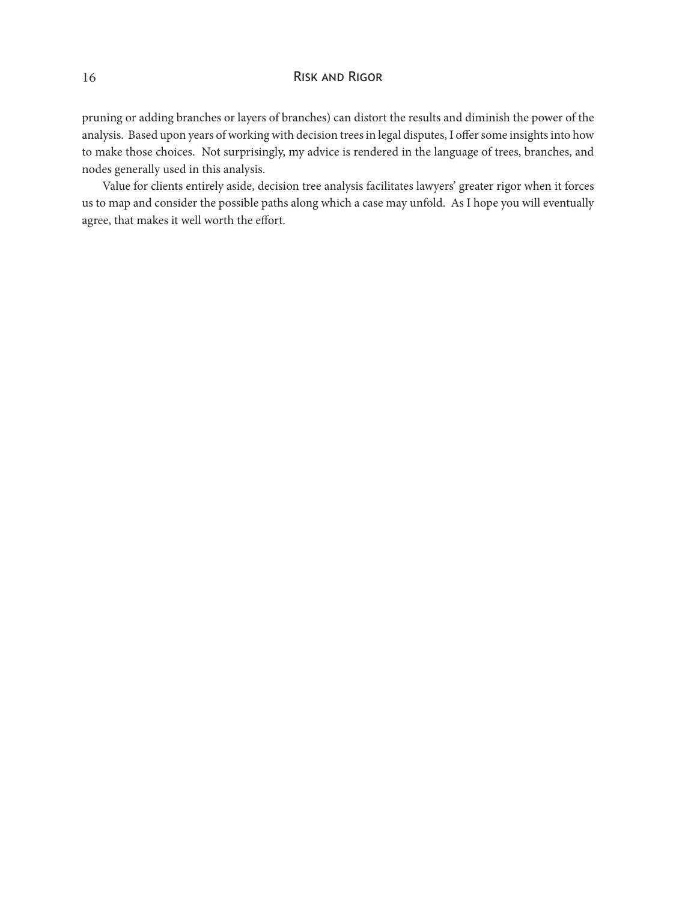pruning or adding branches or layers of branches) can distort the results and diminish the power of the analysis. Based upon years of working with decision trees in legal disputes, I offer some insights into how to make those choices. Not surprisingly, my advice is rendered in the language of trees, branches, and nodes generally used in this analysis.

Value for clients entirely aside, decision tree analysis facilitates lawyers' greater rigor when it forces us to map and consider the possible paths along which a case may unfold. As I hope you will eventually agree, that makes it well worth the effort.